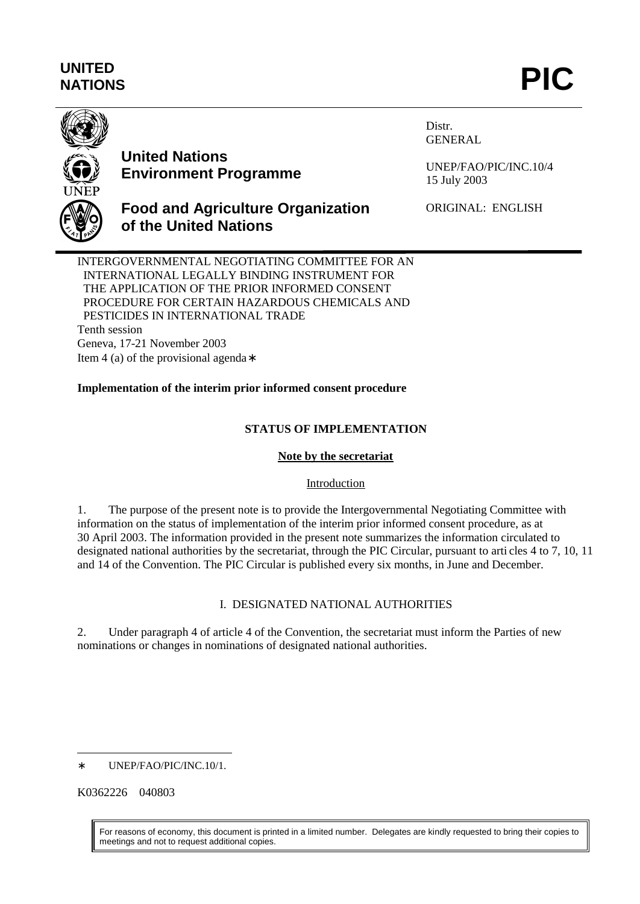**UNITED NATIONS** **PIC**

**United Nations Environment Programme**

**Food and Agriculture Organization of the United Nations**

Distr.
GENERAL

UNEP/FAO/PIC/INC.10/4
15 July 2003

ORIGINAL: ENGLISH

INTERGOVERNMENTAL NEGOTIATING COMMITTEE FOR AN INTERNATIONAL LEGALLY BINDING INSTRUMENT FOR THE APPLICATION OF THE PRIOR INFORMED CONSENT PROCEDURE FOR CERTAIN HAZARDOUS CHEMICALS AND PESTICIDES IN INTERNATIONAL TRADE
Tenth session
Geneva, 17-21 November 2003
Item 4 (a) of the provisional agenda*

**Implementation of the interim prior informed consent procedure**

## STATUS OF IMPLEMENTATION

### Note by the secretariat

#### Introduction

1. The purpose of the present note is to provide the Intergovernmental Negotiating Committee with information on the status of implementation of the interim prior informed consent procedure, as at 30 April 2003. The information provided in the present note summarizes the information circulated to designated national authorities by the secretariat, through the PIC Circular, pursuant to articles 4 to 7, 10, 11 and 14 of the Convention. The PIC Circular is published every six months, in June and December.

## I. DESIGNATED NATIONAL AUTHORITIES

2. Under paragraph 4 of article 4 of the Convention, the secretariat must inform the Parties of new nominations or changes in nominations of designated national authorities.

---

* UNEP/FAO/PIC/INC.10/1.

K0362226 040803

For reasons of economy, this document is printed in a limited number. Delegates are kindly requested to bring their copies to meetings and not to request additional copies.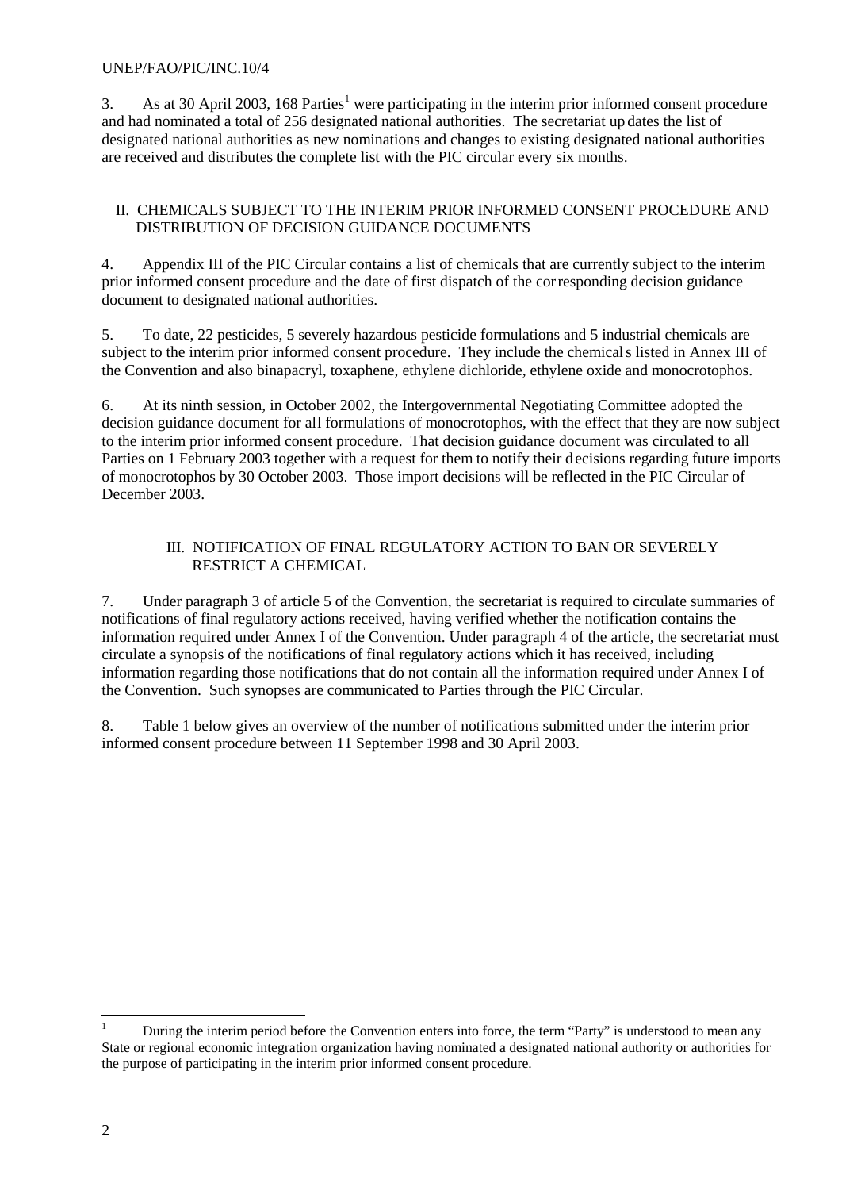3. As at 30 April 2003, 168 Parties[1] were participating in the interim prior informed consent procedure and had nominated a total of 256 designated national authorities. The secretariat updates the list of designated national authorities as new nominations and changes to existing designated national authorities are received and distributes the complete list with the PIC circular every six months.

## II. CHEMICALS SUBJECT TO THE INTERIM PRIOR INFORMED CONSENT PROCEDURE AND DISTRIBUTION OF DECISION GUIDANCE DOCUMENTS

4. Appendix III of the PIC Circular contains a list of chemicals that are currently subject to the interim prior informed consent procedure and the date of first dispatch of the corresponding decision guidance document to designated national authorities.

5. To date, 22 pesticides, 5 severely hazardous pesticide formulations and 5 industrial chemicals are subject to the interim prior informed consent procedure. They include the chemicals listed in Annex III of the Convention and also binapacryl, toxaphene, ethylene dichloride, ethylene oxide and monocrotophos.

6. At its ninth session, in October 2002, the Intergovernmental Negotiating Committee adopted the decision guidance document for all formulations of monocrotophos, with the effect that they are now subject to the interim prior informed consent procedure. That decision guidance document was circulated to all Parties on 1 February 2003 together with a request for them to notify their decisions regarding future imports of monocrotophos by 30 October 2003. Those import decisions will be reflected in the PIC Circular of December 2003.

## III. NOTIFICATION OF FINAL REGULATORY ACTION TO BAN OR SEVERELY RESTRICT A CHEMICAL

7. Under paragraph 3 of article 5 of the Convention, the secretariat is required to circulate summaries of notifications of final regulatory actions received, having verified whether the notification contains the information required under Annex I of the Convention. Under paragraph 4 of the article, the secretariat must circulate a synopsis of the notifications of final regulatory actions which it has received, including information regarding those notifications that do not contain all the information required under Annex I of the Convention. Such synopses are communicated to Parties through the PIC Circular.

8. Table 1 below gives an overview of the number of notifications submitted under the interim prior informed consent procedure between 11 September 1998 and 30 April 2003.

[1] During the interim period before the Convention enters into force, the term "Party" is understood to mean any State or regional economic integration organization having nominated a designated national authority or authorities for the purpose of participating in the interim prior informed consent procedure.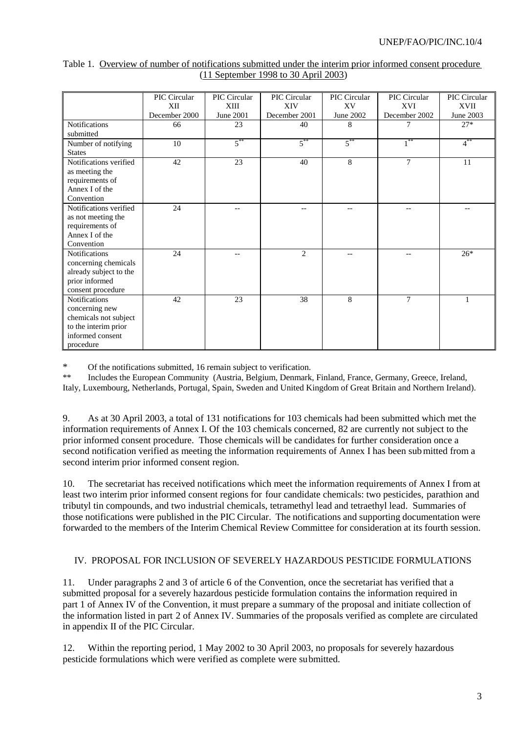Table 1. Overview of number of notifications submitted under the interim prior informed consent procedure (11 September 1998 to 30 April 2003)

| | PIC Circular XII December 2000 | PIC Circular XIII June 2001 | PIC Circular XIV December 2001 | PIC Circular XV June 2002 | PIC Circular XVI December 2002 | PIC Circular XVII June 2003 |
|---|---|---|---|---|---|---|
| Notifications submitted | 66 | 23 | 40 | 8 | 7 | 27* |
| Number of notifying States | 10 | 5** | 5** | 5** | 1** | 4** |
| Notifications verified as meeting the requirements of Annex I of the Convention | 42 | 23 | 40 | 8 | 7 | 11 |
| Notifications verified as not meeting the requirements of Annex I of the Convention | 24 | -- | -- | -- | -- | -- |
| Notifications concerning chemicals already subject to the prior informed consent procedure | 24 | -- | 2 | -- | -- | 26* |
| Notifications concerning new chemicals not subject to the interim prior informed consent procedure | 42 | 23 | 38 | 8 | 7 | 1 |

\* Of the notifications submitted, 16 remain subject to verification.

\*\* Includes the European Community (Austria, Belgium, Denmark, Finland, France, Germany, Greece, Ireland, Italy, Luxembourg, Netherlands, Portugal, Spain, Sweden and United Kingdom of Great Britain and Northern Ireland).

9. As at 30 April 2003, a total of 131 notifications for 103 chemicals had been submitted which met the information requirements of Annex I. Of the 103 chemicals concerned, 82 are currently not subject to the prior informed consent procedure. Those chemicals will be candidates for further consideration once a second notification verified as meeting the information requirements of Annex I has been submitted from a second interim prior informed consent region.

10. The secretariat has received notifications which meet the information requirements of Annex I from at least two interim prior informed consent regions for four candidate chemicals: two pesticides, parathion and tributyl tin compounds, and two industrial chemicals, tetramethyl lead and tetraethyl lead. Summaries of those notifications were published in the PIC Circular. The notifications and supporting documentation were forwarded to the members of the Interim Chemical Review Committee for consideration at its fourth session.

## IV. PROPOSAL FOR INCLUSION OF SEVERELY HAZARDOUS PESTICIDE FORMULATIONS

11. Under paragraphs 2 and 3 of article 6 of the Convention, once the secretariat has verified that a submitted proposal for a severely hazardous pesticide formulation contains the information required in part 1 of Annex IV of the Convention, it must prepare a summary of the proposal and initiate collection of the information listed in part 2 of Annex IV. Summaries of the proposals verified as complete are circulated in appendix II of the PIC Circular.

12. Within the reporting period, 1 May 2002 to 30 April 2003, no proposals for severely hazardous pesticide formulations which were verified as complete were submitted.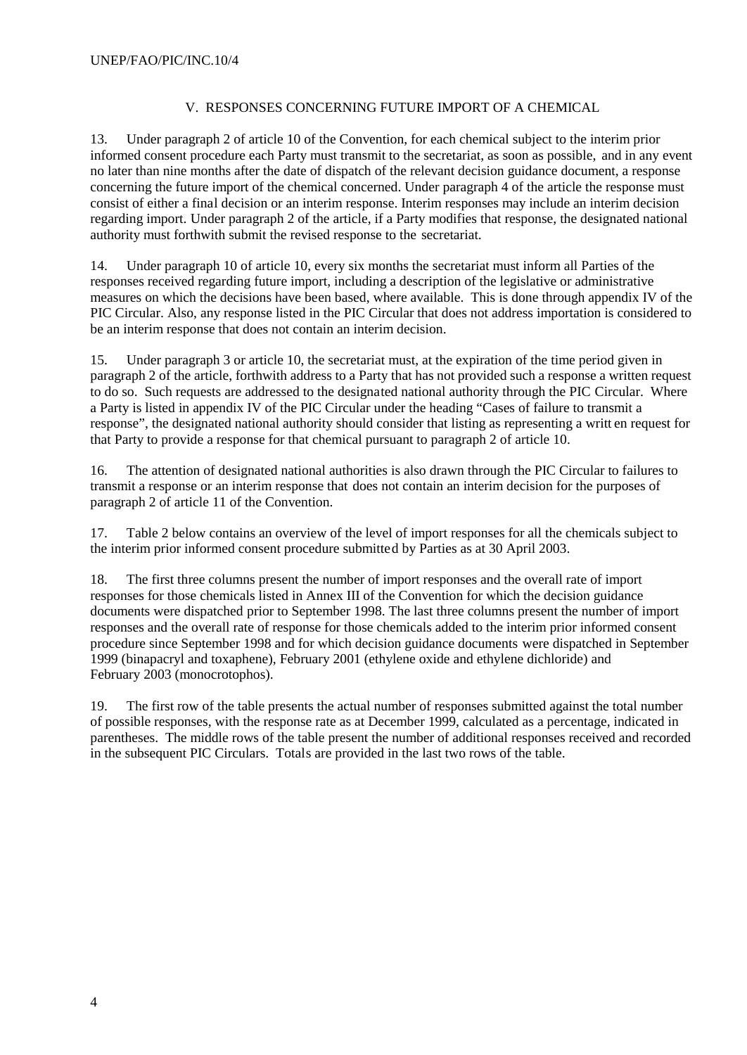## V. RESPONSES CONCERNING FUTURE IMPORT OF A CHEMICAL

13. Under paragraph 2 of article 10 of the Convention, for each chemical subject to the interim prior informed consent procedure each Party must transmit to the secretariat, as soon as possible, and in any event no later than nine months after the date of dispatch of the relevant decision guidance document, a response concerning the future import of the chemical concerned. Under paragraph 4 of the article the response must consist of either a final decision or an interim response. Interim responses may include an interim decision regarding import. Under paragraph 2 of the article, if a Party modifies that response, the designated national authority must forthwith submit the revised response to the secretariat.

14. Under paragraph 10 of article 10, every six months the secretariat must inform all Parties of the responses received regarding future import, including a description of the legislative or administrative measures on which the decisions have been based, where available. This is done through appendix IV of the PIC Circular. Also, any response listed in the PIC Circular that does not address importation is considered to be an interim response that does not contain an interim decision.

15. Under paragraph 3 or article 10, the secretariat must, at the expiration of the time period given in paragraph 2 of the article, forthwith address to a Party that has not provided such a response a written request to do so. Such requests are addressed to the designated national authority through the PIC Circular. Where a Party is listed in appendix IV of the PIC Circular under the heading "Cases of failure to transmit a response", the designated national authority should consider that listing as representing a written request for that Party to provide a response for that chemical pursuant to paragraph 2 of article 10.

16. The attention of designated national authorities is also drawn through the PIC Circular to failures to transmit a response or an interim response that does not contain an interim decision for the purposes of paragraph 2 of article 11 of the Convention.

17. Table 2 below contains an overview of the level of import responses for all the chemicals subject to the interim prior informed consent procedure submitted by Parties as at 30 April 2003.

18. The first three columns present the number of import responses and the overall rate of import responses for those chemicals listed in Annex III of the Convention for which the decision guidance documents were dispatched prior to September 1998. The last three columns present the number of import responses and the overall rate of response for those chemicals added to the interim prior informed consent procedure since September 1998 and for which decision guidance documents were dispatched in September 1999 (binapacryl and toxaphene), February 2001 (ethylene oxide and ethylene dichloride) and February 2003 (monocrotophos).

19. The first row of the table presents the actual number of responses submitted against the total number of possible responses, with the response rate as at December 1999, calculated as a percentage, indicated in parentheses. The middle rows of the table present the number of additional responses received and recorded in the subsequent PIC Circulars. Totals are provided in the last two rows of the table.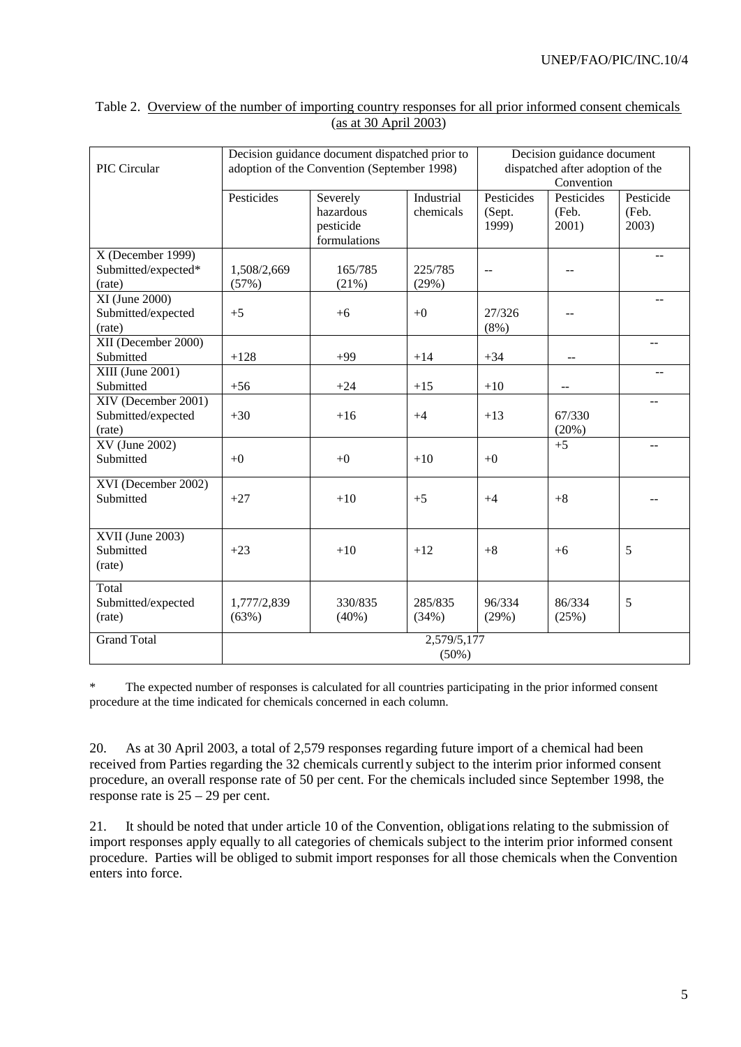Table 2. Overview of the number of importing country responses for all prior informed consent chemicals (as at 30 April 2003)

| PIC Circular | Decision guidance document dispatched prior to adoption of the Convention (September 1998) | | | Decision guidance document dispatched after adoption of the Convention | | |
|---|---|---|---|---|---|---|
| | Pesticides | Severely hazardous pesticide formulations | Industrial chemicals | Pesticides (Sept. 1999) | Pesticides (Feb. 2001) | Pesticide (Feb. 2003) |
| X (December 1999) Submitted/expected* (rate) | 1,508/2,669 (57%) | 165/785 (21%) | 225/785 (29%) | -- | -- | -- |
| XI (June 2000) Submitted/expected (rate) | +5 | +6 | +0 | 27/326 (8%) | -- | -- |
| XII (December 2000) Submitted | +128 | +99 | +14 | +34 | -- | -- |
| XIII (June 2001) Submitted | +56 | +24 | +15 | +10 | -- | -- |
| XIV (December 2001) Submitted/expected (rate) | +30 | +16 | +4 | +13 | 67/330 (20%) | -- |
| XV (June 2002) Submitted | +0 | +0 | +10 | +0 | +5 | -- |
| XVI (December 2002) Submitted | +27 | +10 | +5 | +4 | +8 | -- |
| XVII (June 2003) Submitted (rate) | +23 | +10 | +12 | +8 | +6 | 5 |
| Total Submitted/expected (rate) | 1,777/2,839 (63%) | 330/835 (40%) | 285/835 (34%) | 96/334 (29%) | 86/334 (25%) | 5 |
| Grand Total | 2,579/5,177 (50%) | | | | | |

\* The expected number of responses is calculated for all countries participating in the prior informed consent procedure at the time indicated for chemicals concerned in each column.

20. As at 30 April 2003, a total of 2,579 responses regarding future import of a chemical had been received from Parties regarding the 32 chemicals currently subject to the interim prior informed consent procedure, an overall response rate of 50 per cent. For the chemicals included since September 1998, the response rate is 25 – 29 per cent.

21. It should be noted that under article 10 of the Convention, obligations relating to the submission of import responses apply equally to all categories of chemicals subject to the interim prior informed consent procedure. Parties will be obliged to submit import responses for all those chemicals when the Convention enters into force.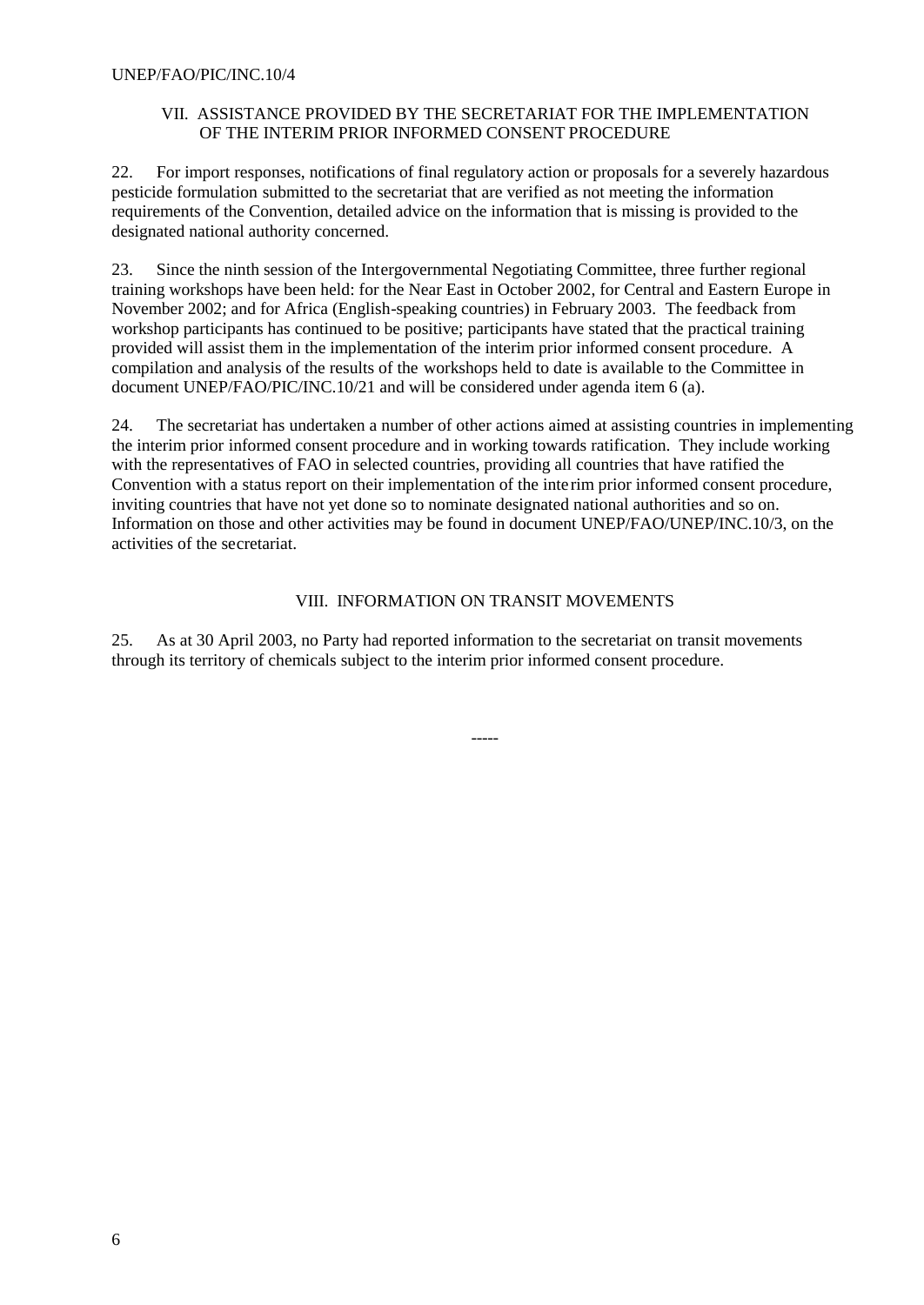## VII. ASSISTANCE PROVIDED BY THE SECRETARIAT FOR THE IMPLEMENTATION OF THE INTERIM PRIOR INFORMED CONSENT PROCEDURE

22. For import responses, notifications of final regulatory action or proposals for a severely hazardous pesticide formulation submitted to the secretariat that are verified as not meeting the information requirements of the Convention, detailed advice on the information that is missing is provided to the designated national authority concerned.

23. Since the ninth session of the Intergovernmental Negotiating Committee, three further regional training workshops have been held: for the Near East in October 2002, for Central and Eastern Europe in November 2002; and for Africa (English-speaking countries) in February 2003. The feedback from workshop participants has continued to be positive; participants have stated that the practical training provided will assist them in the implementation of the interim prior informed consent procedure. A compilation and analysis of the results of the workshops held to date is available to the Committee in document UNEP/FAO/PIC/INC.10/21 and will be considered under agenda item 6 (a).

24. The secretariat has undertaken a number of other actions aimed at assisting countries in implementing the interim prior informed consent procedure and in working towards ratification. They include working with the representatives of FAO in selected countries, providing all countries that have ratified the Convention with a status report on their implementation of the interim prior informed consent procedure, inviting countries that have not yet done so to nominate designated national authorities and so on. Information on those and other activities may be found in document UNEP/FAO/UNEP/INC.10/3, on the activities of the secretariat.

## VIII. INFORMATION ON TRANSIT MOVEMENTS

25. As at 30 April 2003, no Party had reported information to the secretariat on transit movements through its territory of chemicals subject to the interim prior informed consent procedure.

-----